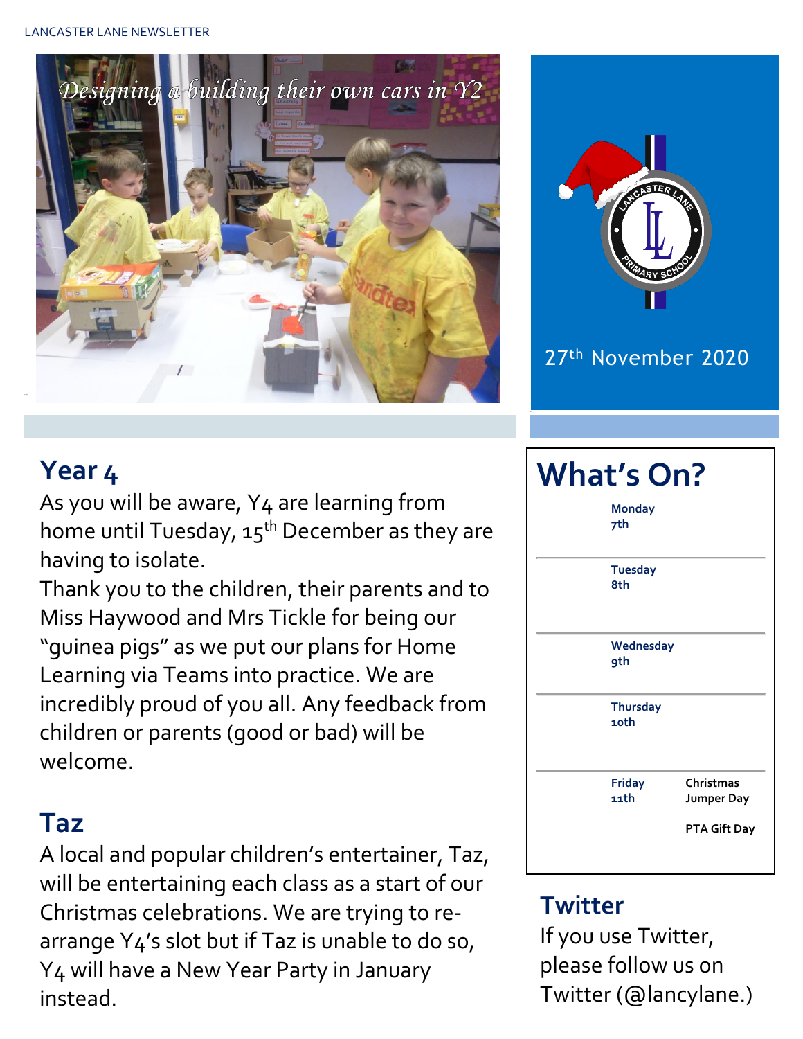Designing a building their own cars in Y2

27th November 2020

## Year 4

As you will be aware, Y4 are learning from home until Tuesday, 15th December as they are having to isolate.

Thank you to the children, their parents and to Miss Haywood and Mrs Tickle for being our "guinea pigs" as we put our plans for Home Learning via Teams into practice. We are incredibly proud of you all. Any feedback from children or parents (good or bad) will be welcome.

## Taz

A local and popular children's entertainer, Taz, will be entertaining each class as a start of our Christmas celebrations. We are trying to re-arrange Y4's slot but if Taz is unable to do so, Y4 will have a New Year Party in January instead.

## What's On?

| Day | Event |
|---|---|
| Monday 7th | |
| Tuesday 8th | |
| Wednesday 9th | |
| Thursday 10th | |
| Friday 11th | Christmas Jumper Day<br>PTA Gift Day |

## Twitter

If you use Twitter, please follow us on Twitter (@lancylane.)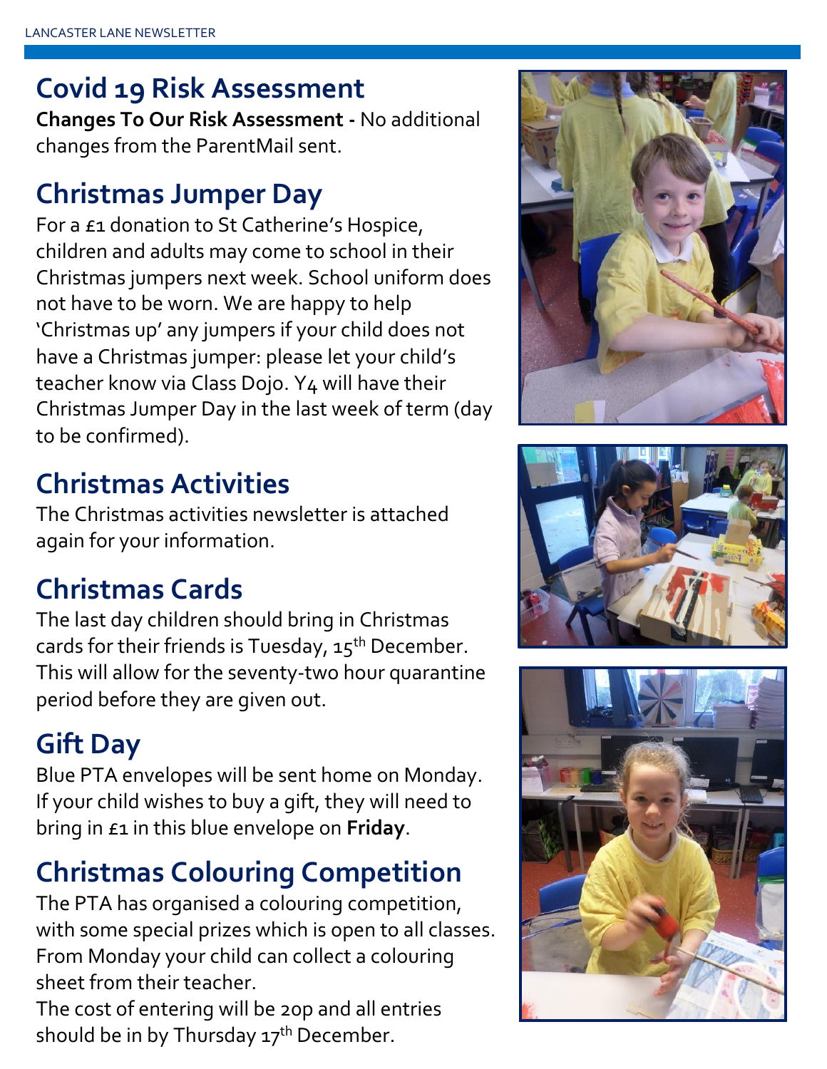## Covid 19 Risk Assessment

**Changes To Our Risk Assessment -** No additional changes from the ParentMail sent.

## Christmas Jumper Day

For a £1 donation to St Catherine's Hospice, children and adults may come to school in their Christmas jumpers next week. School uniform does not have to be worn. We are happy to help 'Christmas up' any jumpers if your child does not have a Christmas jumper: please let your child's teacher know via Class Dojo. Y4 will have their Christmas Jumper Day in the last week of term (day to be confirmed).

## Christmas Activities

The Christmas activities newsletter is attached again for your information.

## Christmas Cards

The last day children should bring in Christmas cards for their friends is Tuesday, 15th December. This will allow for the seventy-two hour quarantine period before they are given out.

## Gift Day

Blue PTA envelopes will be sent home on Monday. If your child wishes to buy a gift, they will need to bring in £1 in this blue envelope on **Friday**.

## Christmas Colouring Competition

The PTA has organised a colouring competition, with some special prizes which is open to all classes. From Monday your child can collect a colouring sheet from their teacher.

The cost of entering will be 20p and all entries should be in by Thursday 17th December.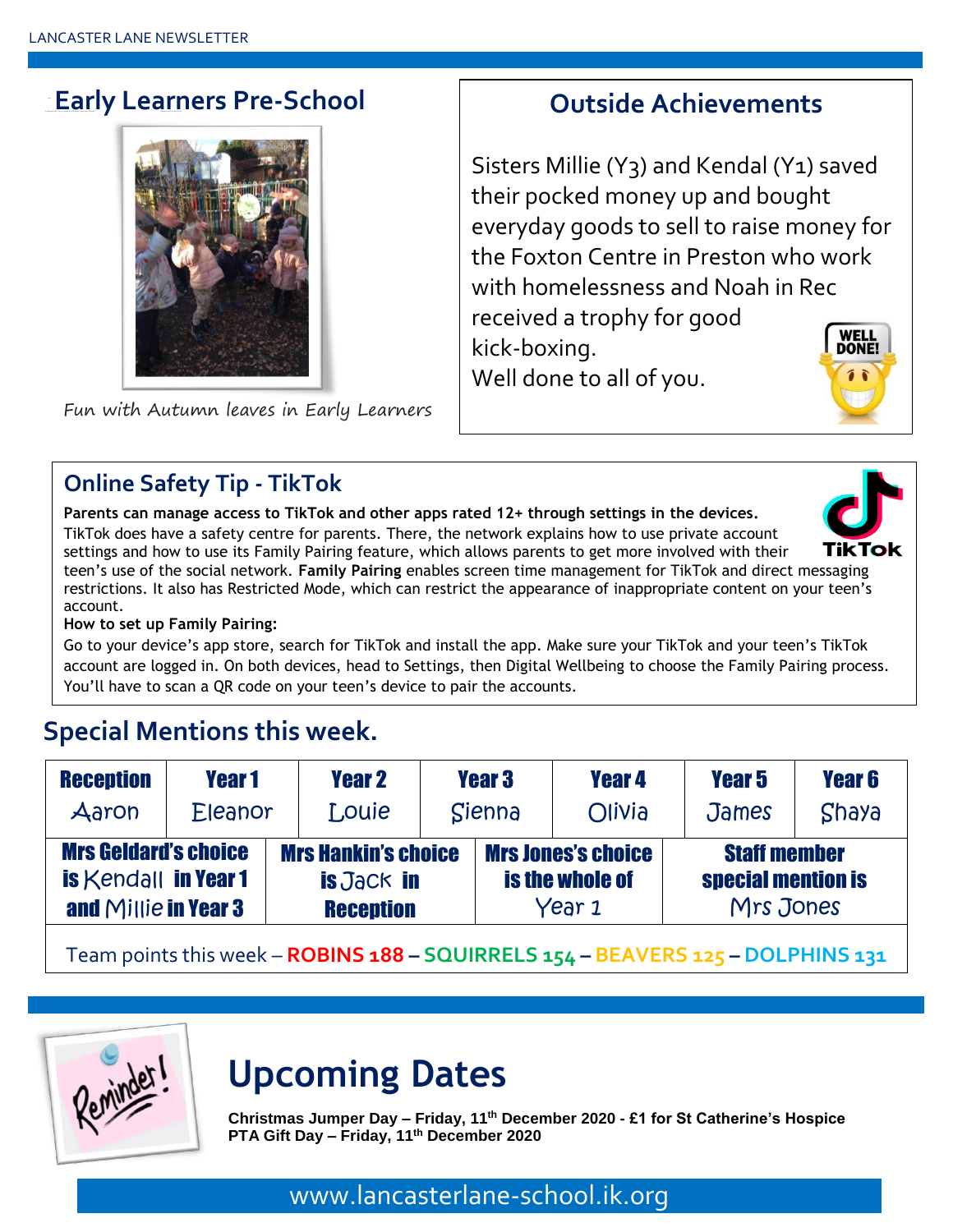## Early Learners Pre-School

Fun with Autumn leaves in Early Learners

## Outside Achievements

Sisters Millie (Y3) and Kendal (Y1) saved their pocked money up and bought everyday goods to sell to raise money for the Foxton Centre in Preston who work with homelessness and Noah in Rec received a trophy for good kick-boxing.
Well done to all of you.

## Online Safety Tip - TikTok

**Parents can manage access to TikTok and other apps rated 12+ through settings in the devices.**
TikTok does have a safety centre for parents. There, the network explains how to use private account settings and how to use its Family Pairing feature, which allows parents to get more involved with their teen's use of the social network. **Family Pairing** enables screen time management for TikTok and direct messaging restrictions. It also has Restricted Mode, which can restrict the appearance of inappropriate content on your teen's account.

**How to set up Family Pairing:**
Go to your device's app store, search for TikTok and install the app. Make sure your TikTok and your teen's TikTok account are logged in. On both devices, head to Settings, then Digital Wellbeing to choose the Family Pairing process. You'll have to scan a QR code on your teen's device to pair the accounts.

## Special Mentions this week.

| Reception | Year 1 | Year 2 | Year 3 | Year 4 | Year 5 | Year 6 |
|---|---|---|---|---|---|---|
| Aaron | Eleanor | Louie | Sienna | Olivia | James | Shaya |

| | | | |
|---|---|---|---|
| Mrs Geldard's choice is Kendall in Year 1 and Millie in Year 3 | Mrs Hankin's choice is Jack in Reception | Mrs Jones's choice is the whole of Year 1 | Staff member special mention is Mrs Jones |

Team points this week – **ROBINS 188** – **SQUIRRELS 154** – **BEAVERS 125** – **DOLPHINS 131**

# Upcoming Dates

**Christmas Jumper Day – Friday, 11th December 2020 - £1 for St Catherine's Hospice**
**PTA Gift Day – Friday, 11th December 2020**

www.lancasterlane-school.ik.org